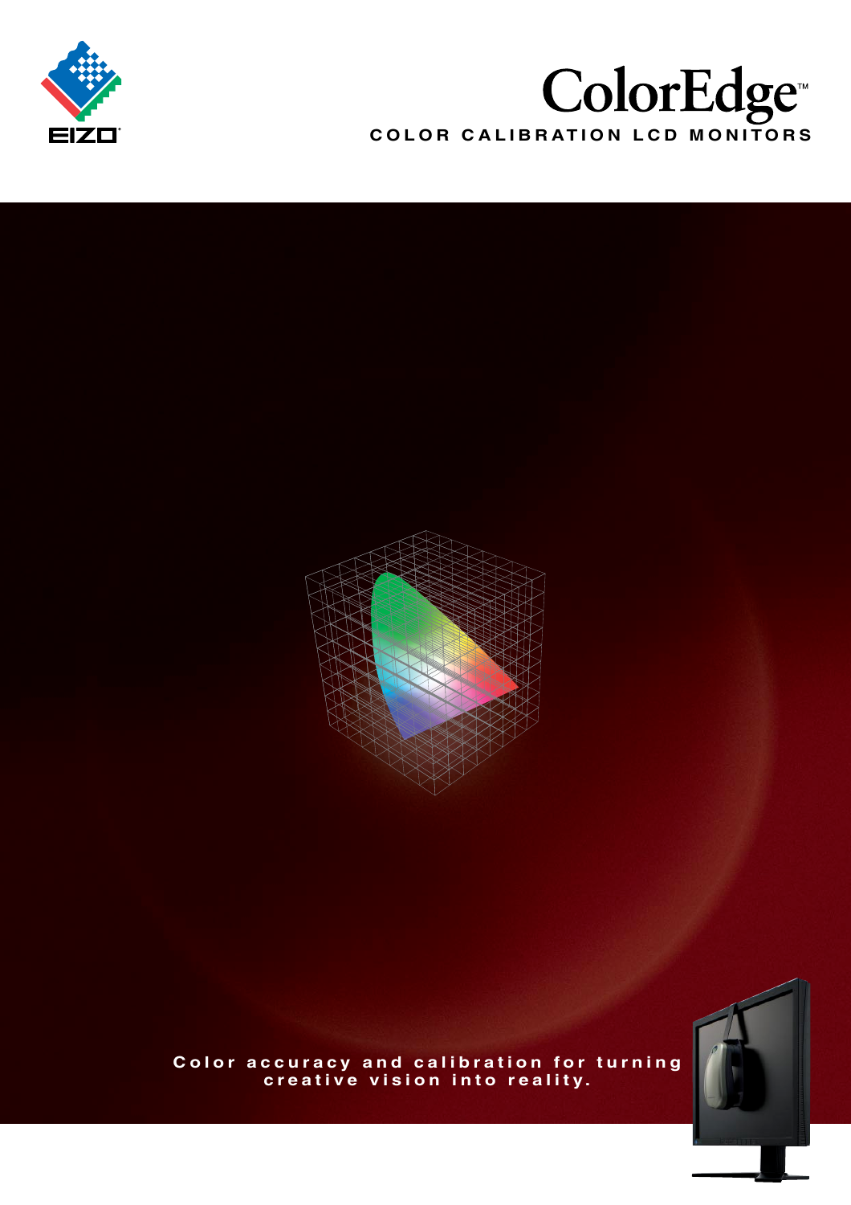EIZO

# ColorEdge™

COLOR CALIBRATION LCD MONITORS

Color accuracy and calibration for turning creative vision into reality.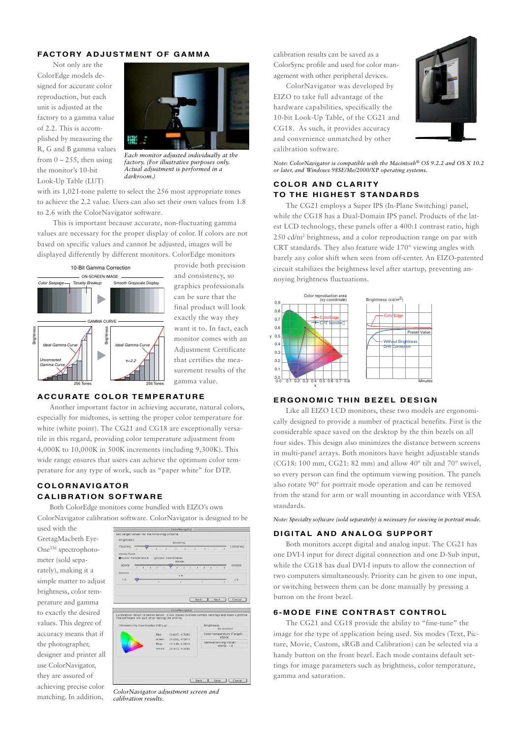## FACTORY ADJUSTMENT OF GAMMA

Not only are the ColorEdge models designed for accurate color reproduction, but each unit is adjusted at the factory to a gamma value of 2.2. This is accomplished by measuring the R, G and B gamma values from 0 – 255, then using the monitor's 10-bit Look-Up Table (LUT) with its 1,021-tone palette to select the 256 most appropriate tones to achieve the 2.2 value. Users can also set their own values from 1.8 to 2.6 with the ColorNavigator software.

*Each monitor adjusted individually at the factory. (For illustrative purposes only. Actual adjustment is performed in a darkroom.)*

This is important because accurate, non-fluctuating gamma values are necessary for the proper display of color. If colors are not based on specific values and cannot be adjusted, images will be displayed differently by different monitors. ColorEdge monitors provide both precision and consistency, so graphics professionals can be sure that the final product will look exactly the way they want it to. In fact, each monitor comes with an Adjustment Certificate that certifies the measurement results of the gamma value.

## ACCURATE COLOR TEMPERATURE

Another important factor in achieving accurate, natural colors, especially for midtones, is setting the proper color temperature for white (white point). The CG21 and CG18 are exceptionally versatile in this regard, providing color temperature adjustment from 4,000K to 10,000K in 500K increments (including 9,300K). This wide range ensures that users can achieve the optimum color temperature for any type of work, such as "paper white" for DTP.

## COLORNAVIGATOR CALIBRATION SOFTWARE

Both ColorEdge monitors come bundled with EIZO's own ColorNavigator calibration software. ColorNavigator is designed to be used with the GretagMacbeth Eye-One™ spectrophotometer (sold separately), making it a simple matter to adjust brightness, color temperature and gamma to exactly the desired values. This degree of accuracy means that if the photographer, designer and printer all use ColorNavigator, they are assured of achieving precise color matching. In addition, calibration results can be saved as a ColorSync profile and used for color management with other peripheral devices.

*ColorNavigator adjustment screen and calibration results.*

ColorNavigator was developed by EIZO to take full advantage of the hardware capabilities, specifically the 10-bit Look-Up Table, of the CG21 and CG18. As such, it provides accuracy and convenience unmatched by other calibration software.

*Note: ColorNavigator is compatible with the Macintosh® OS 9.2.2 and OS X 10.2 or later, and Windows 98SE/Me/2000/XP operating systems.*

## COLOR AND CLARITY TO THE HIGHEST STANDARDS

The CG21 employs a Super IPS (In-Plane Switching) panel, while the CG18 has a Dual-Domain IPS panel. Products of the latest LCD technology, these panels offer a 400:1 contrast ratio, high 250 cd/m² brightness, and a color reproduction range on par with CRT standards. They also feature wide 170° viewing angles with barely any color shift when seen from off-center. An EIZO-patented circuit stabilizes the brightness level after startup, preventing annoying brightness fluctuations.

## ERGONOMIC THIN BEZEL DESIGN

Like all EIZO LCD monitors, these two models are ergonomically designed to provide a number of practical benefits. First is the considerable space saved on the desktop by the thin bezels on all four sides. This design also minimizes the distance between screens in multi-panel arrays. Both monitors have height adjustable stands (CG18: 100 mm, CG21: 82 mm) and allow 40° tilt and 70° swivel, so every person can find the optimum viewing position. The panels also rotate 90° for portrait mode operation and can be removed from the stand for arm or wall mounting in accordance with VESA standards.

*Note: Specialty software (sold separately) is necessary for viewing in portrait mode.*

## DIGITAL AND ANALOG SUPPORT

Both monitors accept digital and analog input. The CG21 has one DVI-I input for direct digital connection and one D-Sub input, while the CG18 has dual DVI-I inputs to allow the connection of two computers simultaneously. Priority can be given to one input, or switching between them can be done manually by pressing a button on the front bezel.

## 6-MODE FINE CONTRAST CONTROL

The CG21 and CG18 provide the ability to "fine-tune" the image for the type of application being used. Six modes (Text, Picture, Movie, Custom, sRGB and Calibration) can be selected via a handy button on the front bezel. Each mode contains default settings for image parameters such as brightness, color temperature, gamma and saturation.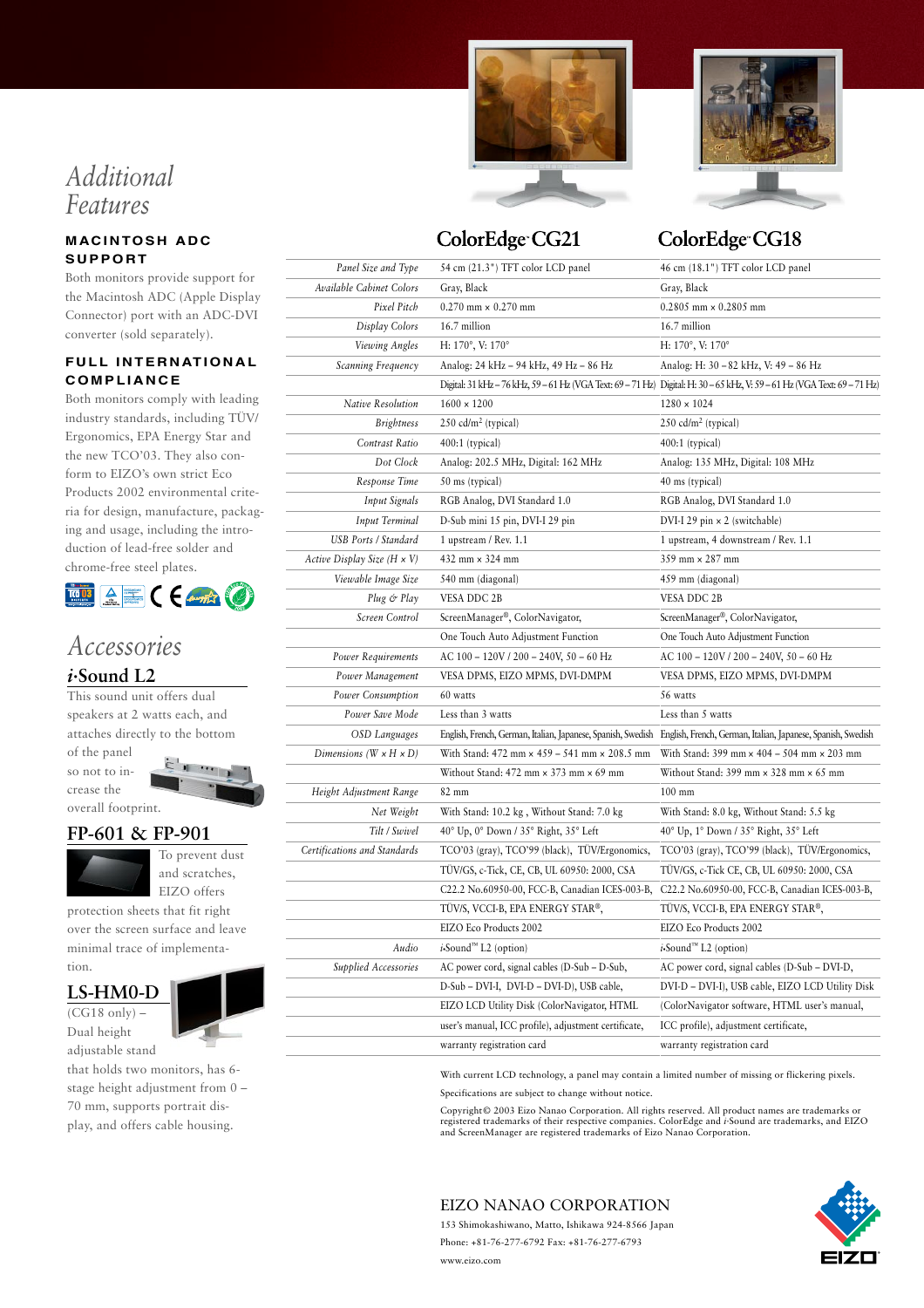# Additional Features

### MACINTOSH ADC SUPPORT

Both monitors provide support for the Macintosh ADC (Apple Display Connector) port with an ADC-DVI converter (sold separately).

### FULL INTERNATIONAL COMPLIANCE

Both monitors comply with leading industry standards, including TÜV/Ergonomics, EPA Energy Star and the new TCO'03. They also conform to EIZO's own strict Eco Products 2002 environmental criteria for design, manufacture, packaging and usage, including the introduction of lead-free solder and chrome-free steel plates.

# Accessories

## *i*·Sound L2

This sound unit offers dual speakers at 2 watts each, and attaches directly to the bottom of the panel so not to increase the overall footprint.

## FP-601 & FP-901

To prevent dust and scratches, EIZO offers protection sheets that fit right over the screen surface and leave minimal trace of implementation.

## LS-HM0-D

(CG18 only) – Dual height adjustable stand that holds two monitors, has 6-stage height adjustment from 0 – 70 mm, supports portrait display, and offers cable housing.

| | ColorEdge CG21 | ColorEdge CG18 |
|---|---|---|
| *Panel Size and Type* | 54 cm (21.3") TFT color LCD panel | 46 cm (18.1") TFT color LCD panel |
| *Available Cabinet Colors* | Gray, Black | Gray, Black |
| *Pixel Pitch* | 0.270 mm × 0.270 mm | 0.2805 mm × 0.2805 mm |
| *Display Colors* | 16.7 million | 16.7 million |
| *Viewing Angles* | H: 170°, V: 170° | H: 170°, V: 170° |
| *Scanning Frequency* | Analog: 24 kHz – 94 kHz, 49 Hz – 86 Hz | Analog: H: 30 – 82 kHz, V: 49 – 86 Hz |
| | Digital: 31 kHz – 76 kHz, 59 – 61 Hz (VGA Text: 69 – 71 Hz) | Digital: H: 30 – 65 kHz, V: 59 – 61 Hz (VGA Text: 69 – 71 Hz) |
| *Native Resolution* | 1600 × 1200 | 1280 × 1024 |
| *Brightness* | 250 cd/m² (typical) | 250 cd/m² (typical) |
| *Contrast Ratio* | 400:1 (typical) | 400:1 (typical) |
| *Dot Clock* | Analog: 202.5 MHz, Digital: 162 MHz | Analog: 135 MHz, Digital: 108 MHz |
| *Response Time* | 50 ms (typical) | 40 ms (typical) |
| *Input Signals* | RGB Analog, DVI Standard 1.0 | RGB Analog, DVI Standard 1.0 |
| *Input Terminal* | D-Sub mini 15 pin, DVI-I 29 pin | DVI-I 29 pin × 2 (switchable) |
| *USB Ports / Standard* | 1 upstream / Rev. 1.1 | 1 upstream, 4 downstream / Rev. 1.1 |
| *Active Display Size (H × V)* | 432 mm × 324 mm | 359 mm × 287 mm |
| *Viewable Image Size* | 540 mm (diagonal) | 459 mm (diagonal) |
| *Plug & Play* | VESA DDC 2B | VESA DDC 2B |
| *Screen Control* | ScreenManager®, ColorNavigator, | ScreenManager®, ColorNavigator, |
| | One Touch Auto Adjustment Function | One Touch Auto Adjustment Function |
| *Power Requirements* | AC 100 – 120V / 200 – 240V, 50 – 60 Hz | AC 100 – 120V / 200 – 240V, 50 – 60 Hz |
| *Power Management* | VESA DPMS, EIZO MPMS, DVI-DMPM | VESA DPMS, EIZO MPMS, DVI-DMPM |
| *Power Consumption* | 60 watts | 56 watts |
| *Power Save Mode* | Less than 3 watts | Less than 5 watts |
| *OSD Languages* | English, French, German, Italian, Japanese, Spanish, Swedish | English, French, German, Italian, Japanese, Spanish, Swedish |
| *Dimensions (W × H × D)* | With Stand: 472 mm × 459 – 541 mm × 208.5 mm | With Stand: 399 mm × 404 – 504 mm × 203 mm |
| | Without Stand: 472 mm × 373 mm × 69 mm | Without Stand: 399 mm × 328 mm × 65 mm |
| *Height Adjustment Range* | 82 mm | 100 mm |
| *Net Weight* | With Stand: 10.2 kg , Without Stand: 7.0 kg | With Stand: 8.0 kg, Without Stand: 5.5 kg |
| *Tilt / Swivel* | 40° Up, 0° Down / 35° Right, 35° Left | 40° Up, 1° Down / 35° Right, 35° Left |
| *Certifications and Standards* | TCO'03 (gray), TCO'99 (black), TÜV/Ergonomics, | TCO'03 (gray), TCO'99 (black), TÜV/Ergonomics, |
| | TÜV/GS, c-Tick, CE, CB, UL 60950: 2000, CSA | TÜV/GS, c-Tick, CE, CB, UL 60950: 2000, CSA |
| | C22.2 No.60950-00, FCC-B, Canadian ICES-003-B, | C22.2 No.60950-00, FCC-B, Canadian ICES-003-B, |
| | TÜV/S, VCCI-B, EPA ENERGY STAR®, | TÜV/S, VCCI-B, EPA ENERGY STAR®, |
| | EIZO Eco Products 2002 | EIZO Eco Products 2002 |
| *Audio* | *i*·Sound™ L2 (option) | *i*·Sound™ L2 (option) |
| *Supplied Accessories* | AC power cord, signal cables (D-Sub – D-Sub, | AC power cord, signal cables (D-Sub – DVI-D, |
| | D-Sub – DVI-I, DVI-D – DVI-D), USB cable, | DVI-D – DVI-I), USB cable, EIZO LCD Utility Disk |
| | EIZO LCD Utility Disk (ColorNavigator, HTML | (ColorNavigator software, HTML user's manual, |
| | user's manual, ICC profile), adjustment certificate, | ICC profile), adjustment certificate, |
| | warranty registration card | warranty registration card |

With current LCD technology, a panel may contain a limited number of missing or flickering pixels.

Specifications are subject to change without notice.

Copyright © 2003 Eizo Nanao Corporation. All rights reserved. All product names are trademarks or registered trademarks of their respective companies. ColorEdge and *i*·Sound are trademarks, and EIZO and ScreenManager are registered trademarks of Eizo Nanao Corporation.

EIZO NANAO CORPORATION

153 Shimokashiwano, Matto, Ishikawa 924-8566 Japan

Phone: +81-76-277-6792 Fax: +81-76-277-6793

www.eizo.com

EIZO